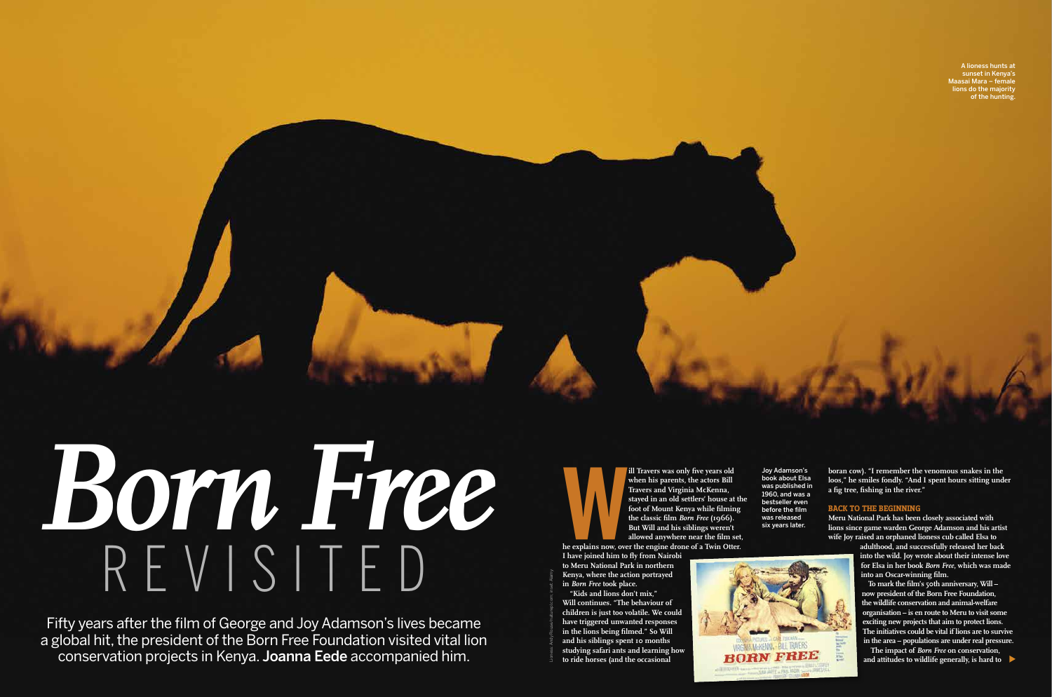# *Born Free* REVISITED

Fifty years after the film of George and Joy Adamson's lives became a global hit, the president of the Born Free Foundation visited vital lion conservation projects in Kenya. **Joanna Eede** accompanied him.

A lioness hunts at sunset in Kenya's Maasai Mara – female lions do the majority of the hunting.

**Will Travers was only five years old when his parents, the actors Bill Travers and Virginia McKenna, stayed in an old settlers' house at the foot of Mount Kenya while filming the classic film *Born Free* (1966). But Will and his siblings weren't allowed anywhere near the film set, he explains now, over the engine drone of a Twin Otter. I have joined him to fly from Nairobi to Meru National Park in northern Kenya, where the action portrayed in *Born Free* took place.**

**"Kids and lions don't mix," Will continues. "The behaviour of children is just too volatile. We could have triggered unwanted responses in the lions being filmed." So Will and his siblings spent 10 months studying safari ants and learning how to ride horses (and the occasional boran cow). "I remember the venomous snakes in the loos," he smiles fondly. "And I spent hours sitting under a fig tree, fishing in the river."**

Joy Adamson's book about Elsa was published in 1960, and was a bestseller even before the film was released six years later.

## BACK TO THE BEGINNING

**Meru National Park has been closely associated with lions since game warden George Adamson and his artist wife Joy raised an orphaned lioness cub called Elsa to adulthood, and successfully released her back into the wild. Joy wrote about their intense love for Elsa in her book *Born Free*, which was made into an Oscar-winning film.**

**To mark the film's 50th anniversary, Will – now president of the Born Free Foundation, the wildlife conservation and animal-welfare organisation – is en route to Meru to visit some exciting new projects that aim to protect lions. The initiatives could be vital if lions are to survive in the area – populations are under real pressure.**

**The impact of *Born Free* on conservation, and attitudes to wildlife generally, is hard to**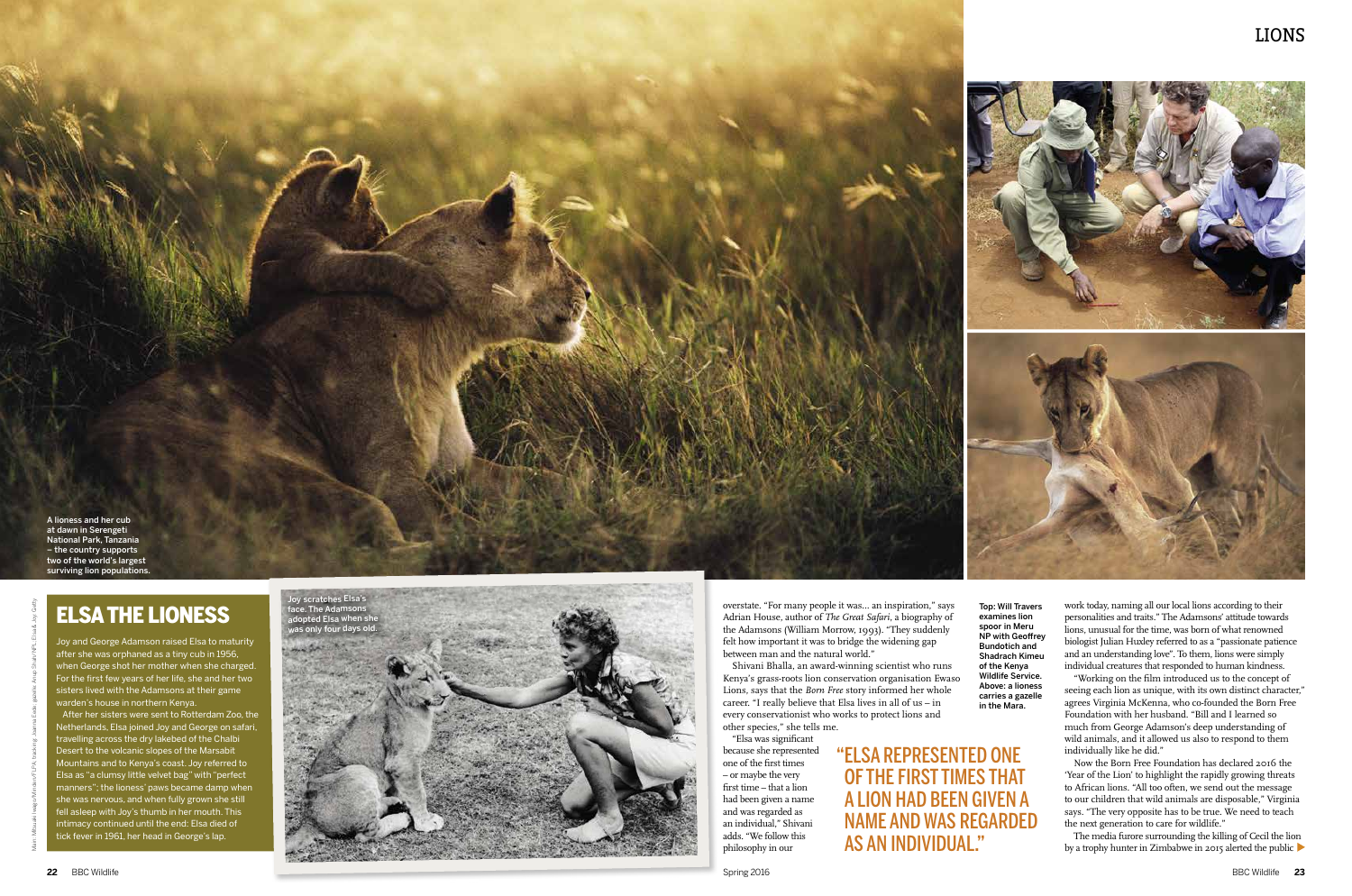A lioness and her cub at dawn in Serengeti National Park, Tanzania – the country supports two of the world's largest surviving lion populations.

## ELSA THE LIONESS

Joy and George Adamson raised Elsa to maturity after she was orphaned as a tiny cub in 1956, when George shot her mother when she charged. For the first few years of her life, she and her two sisters lived with the Adamsons at their game warden's house in northern Kenya.

After her sisters were sent to Rotterdam Zoo, the Netherlands, Elsa joined Joy and George on safari, travelling across the dry lakebed of the Chalbi Desert to the volcanic slopes of the Marsabit Mountains and to Kenya's coast. Joy referred to Elsa as "a clumsy little velvet bag" with "perfect manners"; the lioness' paws became damp when she was nervous, and when fully grown she still fell asleep with Joy's thumb in her mouth. This intimacy continued until the end: Elsa died of tick fever in 1961, her head in George's lap.

Joy scratches Elsa's face. The Adamsons adopted Elsa when she was only four days old.

overstate. "For many people it was… an inspiration," says Adrian House, author of *The Great Safari*, a biography of the Adamsons (William Morrow, 1993). "They suddenly felt how important it was to bridge the widening gap between man and the natural world."

Shivani Bhalla, an award-winning scientist who runs Kenya's grass-roots lion conservation organisation Ewaso Lions, says that the *Born Free* story informed her whole career. "I really believe that Elsa lives in all of us – in every conservationist who works to protect lions and other species," she tells me.

"Elsa was significant because she represented one of the first times – or maybe the very first time – that a lion had been given a name and was regarded as an individual," Shivani adds. "We follow this philosophy in our work today, naming all our local lions according to their personalities and traits." The Adamsons' attitude towards lions, unusual for the time, was born of what renowned biologist Julian Huxley referred to as a "passionate patience and an understanding love". To them, lions were simply individual creatures that responded to human kindness.

**"ELSA REPRESENTED ONE OF THE FIRST TIMES THAT A LION HAD BEEN GIVEN A NAME AND WAS REGARDED AS AN INDIVIDUAL."**

**Top: Will Travers examines lion spoor in Meru NP with Geoffrey Bundotich and Shadrach Kimeu of the Kenya Wildlife Service. Above: a lioness carries a gazelle in the Mara.**

"Working on the film introduced us to the concept of seeing each lion as unique, with its own distinct character," agrees Virginia McKenna, who co-founded the Born Free Foundation with her husband. "Bill and I learned so much from George Adamson's deep understanding of wild animals, and it allowed us also to respond to them individually like he did."

Now the Born Free Foundation has declared 2016 the 'Year of the Lion' to highlight the rapidly growing threats to African lions. "All too often, we send out the message to our children that wild animals are disposable," Virginia says. "The very opposite has to be true. We need to teach the next generation to care for wildlife."

The media furore surrounding the killing of Cecil the lion by a trophy hunter in Zimbabwe in 2015 alerted the public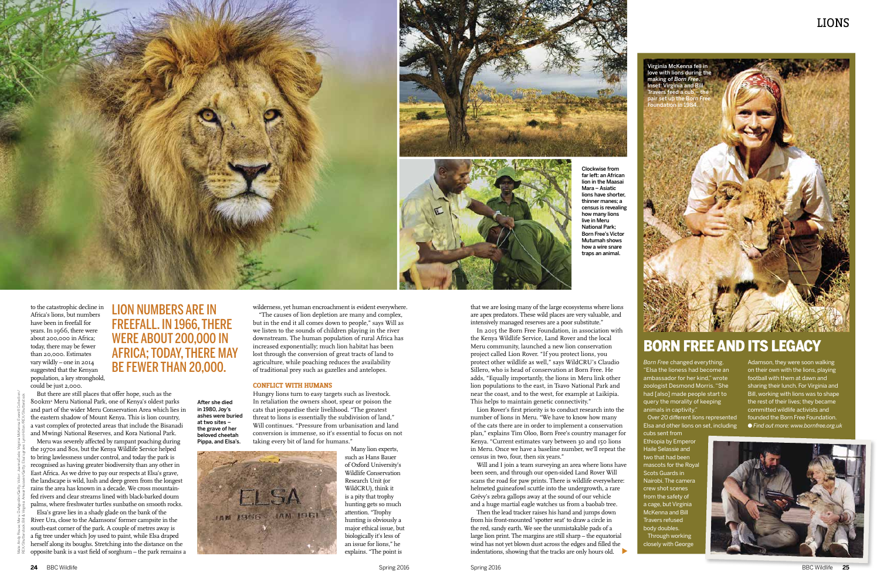to the catastrophic decline in Africa's lions, but numbers have been in freefall for years. In 1966, there were about 200,000 in Africa; today, there may be fewer than 20,000. Estimates vary wildly – one in 2014 suggested that the Kenyan population, a key stronghold, could be just 2,000.

**LION NUMBERS ARE IN FREEFALL. IN 1966, THERE WERE ABOUT 200,000 IN AFRICA; TODAY, THERE MAY BE FEWER THAN 20,000.**

But there are still places that offer hope, such as the 800km² Meru National Park, one of Kenya's oldest parks and part of the wider Meru Conservation Area which lies in the eastern shadow of Mount Kenya. This is lion country, a vast complex of protected areas that include the Bisanadi and Mwingi National Reserves, and Kora National Park.

Meru was severely affected by rampant poaching during the 1970s and 80s, but the Kenya Wildlife Service helped to bring lawlessness under control, and today the park is recognised as having greater biodiversity than any other in East Africa. As we drive to pay our respects at Elsa's grave, the landscape is wild, lush and deep green from the longest rains the area has known in a decade. We cross mountain-fed rivers and clear streams lined with black-barked doum palms, where freshwater turtles sunbathe on smooth rocks.

Elsa's grave lies in a shady glade on the bank of the River Ura, close to the Adamsons' former campsite in the south-east corner of the park. A couple of metres away is a fig tree under which Joy used to paint, while Elsa draped herself along its boughs. Stretching into the distance on the opposite bank is a vast field of sorghum – the park remains a wilderness, yet human encroachment is evident everywhere.

"The causes of lion depletion are many and complex, but in the end it all comes down to people," says Will as we listen to the sounds of children playing in the river downstream. The human population of rural Africa has increased exponentially; much lion habitat has been lost through the conversion of great tracts of land to agriculture, while poaching reduces the availability of traditional prey such as gazelles and antelopes.

### CONFLICT WITH HUMANS

Hungry lions turn to easy targets such as livestock. In retaliation the owners shoot, spear or poison the cats that jeopardise their livelihood. "The greatest threat to lions is essentially the subdivision of land," Will continues. "Pressure from urbanisation and land conversion is immense, so it's essential to focus on not taking every bit of land for humans."

After she died in 1980, Joy's ashes were buried at two sites – the grave of her beloved cheetah Pippa, and Elsa's.

Many lion experts, such as Hans Bauer of Oxford University's Wildlife Conservation Research Unit (or WildCRU), think it is a pity that trophy hunting gets so much attention. "Trophy hunting is obviously a major ethical issue, but biologically it's less of an issue for lions," he explains. "The point is that we are losing many of the large ecosystems where lions are apex predators. These wild places are very valuable, and intensively managed reserves are a poor substitute."

In 2015 the Born Free Foundation, in association with the Kenya Wildlife Service, Land Rover and the local Meru community, launched a new lion conservation project called Lion Rover. "If you protect lions, you protect other wildlife as well," says WildCRU's Claudio Sillero, who is head of conservation at Born Free. He adds, "Equally importantly, the lions in Meru link other lion populations to the east, in Tsavo National Park and near the coast, and to the west, for example at Laikipia. This helps to maintain genetic connectivity."

Lion Rover's first priority is to conduct research into the number of lions in Meru. "We have to know how many of the cats there are in order to implement a conservation plan," explains Tim Oloo, Born Free's country manager for Kenya. "Current estimates vary between 30 and 150 lions in Meru. Once we have a baseline number, we'll repeat the census in two, four, then six years."

Will and I join a team surveying an area where lions have been seen, and through our open-sided Land Rover Will scans the road for paw prints. There is wildlife everywhere: helmeted guineafowl scuttle into the undergrowth, a rare Grévy's zebra gallops away at the sound of our vehicle and a huge martial eagle watches us from a baobab tree.

Then the lead tracker raises his hand and jumps down from his front-mounted 'spotter seat' to draw a circle in the red, sandy earth. We see the unmistakable pads of a large lion print. The margins are still sharp – the equatorial wind has not yet blown dust across the edges and filled the indentations, showing that the tracks are only hours old. ▶

Clockwise from far left: an African lion in the Maasai Mara – Asiatic lions have shorter, thinner manes; a census is revealing how many lions live in Meru National Park; Born Free's Victor Mutumah shows how a wire snare traps an animal.

Virginia McKenna fell in love with lions during the making of *Born Free*. Inset: Virginia and Bill Travers feed a cub – the pair set up the Born Free Foundation in 1984.

## BORN FREE AND ITS LEGACY

*Born Free* changed everything. "Elsa the lioness had become an ambassador for her kind," wrote zoologist Desmond Morris. "She had [also] made people start to query the morality of keeping animals in captivity."

Over 20 different lions represented Elsa and other lions on set, including cubs sent from Ethiopia by Emperor Haile Selassie and two that had been mascots for the Royal Scots Guards in Nairobi. The camera crew shot scenes from the safety of a cage, but Virginia McKenna and Bill Travers refused body doubles.

Through working closely with George Adamson, they were soon walking on their own with the lions, playing football with them at dawn and sharing their lunch. For Virginia and Bill, working with lions was to shape the rest of their lives; they became committed wildlife activists and founded the Born Free Foundation.

● *Find out more: www.bornfree.org.uk*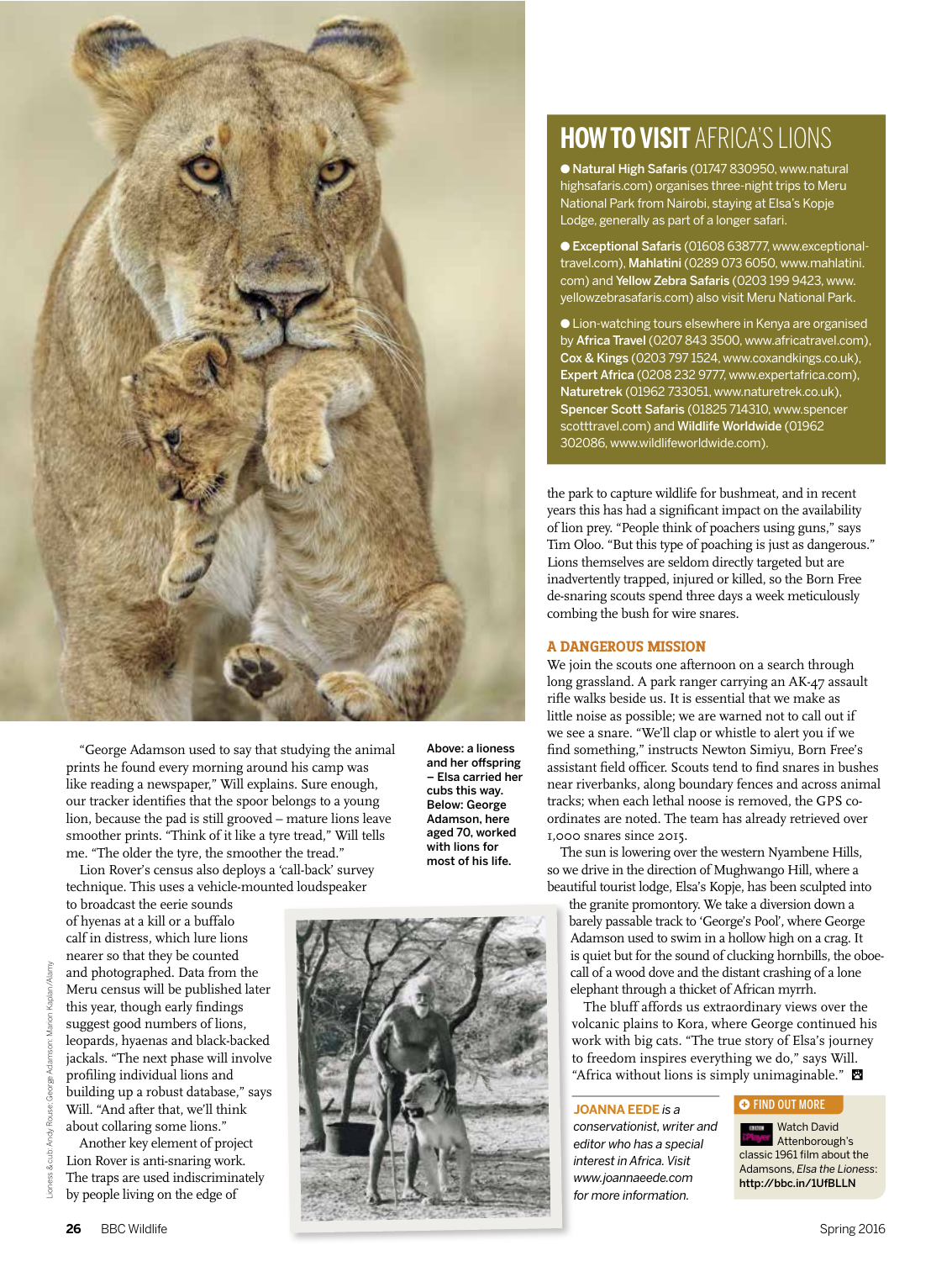"George Adamson used to say that studying the animal prints he found every morning around his camp was like reading a newspaper," Will explains. Sure enough, our tracker identifies that the spoor belongs to a young lion, because the pad is still grooved – mature lions leave smoother prints. "Think of it like a tyre tread," Will tells me. "The older the tyre, the smoother the tread."

Lion Rover's census also deploys a 'call-back' survey technique. This uses a vehicle-mounted loudspeaker to broadcast the eerie sounds of hyenas at a kill or a buffalo calf in distress, which lure lions nearer so that they be counted and photographed. Data from the Meru census will be published later this year, though early findings suggest good numbers of lions, leopards, hyaenas and black-backed jackals. "The next phase will involve profiling individual lions and building up a robust database," says Will. "And after that, we'll think about collaring some lions."

Another key element of project Lion Rover is anti-snaring work. The traps are used indiscriminately by people living on the edge of the park to capture wildlife for bushmeat, and in recent years this has had a significant impact on the availability of lion prey. "People think of poachers using guns," says Tim Oloo. "But this type of poaching is just as dangerous." Lions themselves are seldom directly targeted but are inadvertently trapped, injured or killed, so the Born Free de-snaring scouts spend three days a week meticulously combing the bush for wire snares.

**Above: a lioness and her offspring – Elsa carried her cubs this way. Below: George Adamson, here aged 70, worked with lions for most of his life.**

Lioness & cub: Andy Rouse; George Adamson: Marion Kaplan/Alamy

## HOW TO VISIT AFRICA'S LIONS

- **Natural High Safaris** (01747 830950, www.naturalhighsafaris.com) organises three-night trips to Meru National Park from Nairobi, staying at Elsa's Kopje Lodge, generally as part of a longer safari.
- **Exceptional Safaris** (01608 638777, www.exceptional-travel.com), **Mahlatini** (0289 073 6050, www.mahlatini.com) and **Yellow Zebra Safaris** (0203 199 9423, www.yellowzebrasafaris.com) also visit Meru National Park.
- Lion-watching tours elsewhere in Kenya are organised by **Africa Travel** (0207 843 3500, www.africatravel.com), **Cox & Kings** (0203 797 1524, www.coxandkings.co.uk), **Expert Africa** (0208 232 9777, www.expertafrica.com), **Naturetrek** (01962 733051, www.naturetrek.co.uk), **Spencer Scott Safaris** (01825 714310, www.spencerscotttravel.com) and **Wildlife Worldwide** (01962 302086, www.wildlifeworldwide.com).

### A DANGEROUS MISSION

We join the scouts one afternoon on a search through long grassland. A park ranger carrying an AK-47 assault rifle walks beside us. It is essential that we make as little noise as possible; we are warned not to call out if we see a snare. "We'll clap or whistle to alert you if we find something," instructs Newton Simiyu, Born Free's assistant field officer. Scouts tend to find snares in bushes near riverbanks, along boundary fences and across animal tracks; when each lethal noose is removed, the GPS co-ordinates are noted. The team has already retrieved over 1,000 snares since 2015.

The sun is lowering over the western Nyambene Hills, so we drive in the direction of Mughwango Hill, where a beautiful tourist lodge, Elsa's Kopje, has been sculpted into the granite promontory. We take a diversion down a barely passable track to 'George's Pool', where George Adamson used to swim in a hollow high on a crag. It is quiet but for the sound of clucking hornbills, the oboe-call of a wood dove and the distant crashing of a lone elephant through a thicket of African myrrh.

The bluff affords us extraordinary views over the volcanic plains to Kora, where George continued his work with big cats. "The true story of Elsa's journey to freedom inspires everything we do," says Will. "Africa without lions is simply unimaginable."

**JOANNA EEDE** *is a conservationist, writer and editor who has a special interest in Africa. Visit www.joannaeede.com for more information.*

**FIND OUT MORE**

Watch David Attenborough's classic 1961 film about the Adamsons, *Elsa the Lioness*: **http://bbc.in/1UfBLLN**